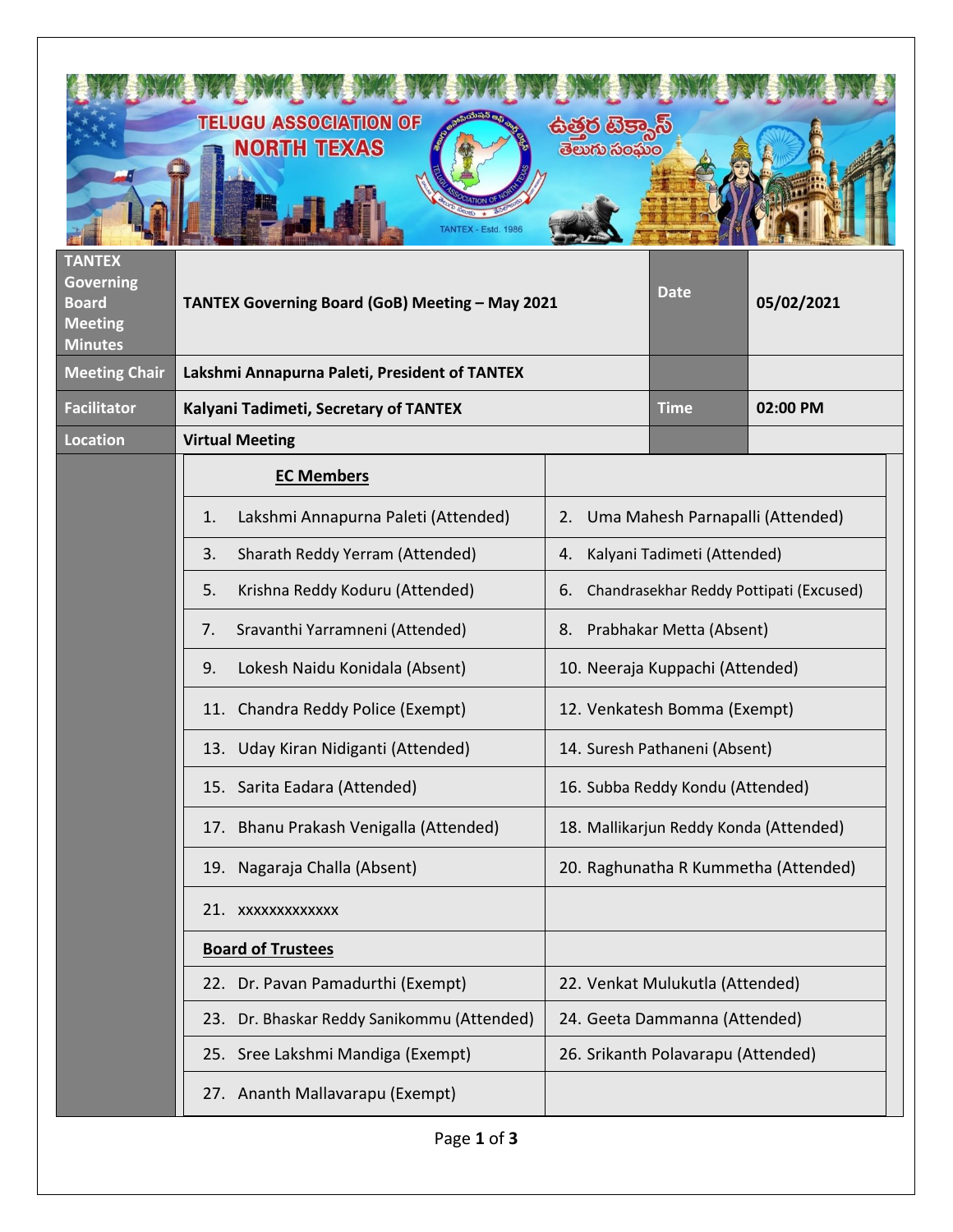| TANTEX Governing Board Meeting Minutes | TANTEX Governing Board (GoB) Meeting – May 2021 | Date | 05/02/2021 |
|---|---|---|---|
| Meeting Chair | Lakshmi Annapurna Paleti, President of TANTEX | | |
| Facilitator | Kalyani Tadimeti, Secretary of TANTEX | Time | 02:00 PM |
| Location | Virtual Meeting | | |

| **EC Members** | |
|---|---|
| 1. Lakshmi Annapurna Paleti (Attended) | 2. Uma Mahesh Parnapalli (Attended) |
| 3. Sharath Reddy Yerram (Attended) | 4. Kalyani Tadimeti (Attended) |
| 5. Krishna Reddy Koduru (Attended) | 6. Chandrasekhar Reddy Pottipati (Excused) |
| 7. Sravanthi Yarramneni (Attended) | 8. Prabhakar Metta (Absent) |
| 9. Lokesh Naidu Konidala (Absent) | 10. Neeraja Kuppachi (Attended) |
| 11. Chandra Reddy Police (Exempt) | 12. Venkatesh Bomma (Exempt) |
| 13. Uday Kiran Nidiganti (Attended) | 14. Suresh Pathaneni (Absent) |
| 15. Sarita Eadara (Attended) | 16. Subba Reddy Kondu (Attended) |
| 17. Bhanu Prakash Venigalla (Attended) | 18. Mallikarjun Reddy Konda (Attended) |
| 19. Nagaraja Challa (Absent) | 20. Raghunatha R Kummetha (Attended) |
| 21. xxxxxxxxxxxxx | |
| **Board of Trustees** | |
| 22. Dr. Pavan Pamadurthi (Exempt) | 22. Venkat Mulukutla (Attended) |
| 23. Dr. Bhaskar Reddy Sanikommu (Attended) | 24. Geeta Dammanna (Attended) |
| 25. Sree Lakshmi Mandiga (Exempt) | 26. Srikanth Polavarapu (Attended) |
| 27. Ananth Mallavarapu (Exempt) | |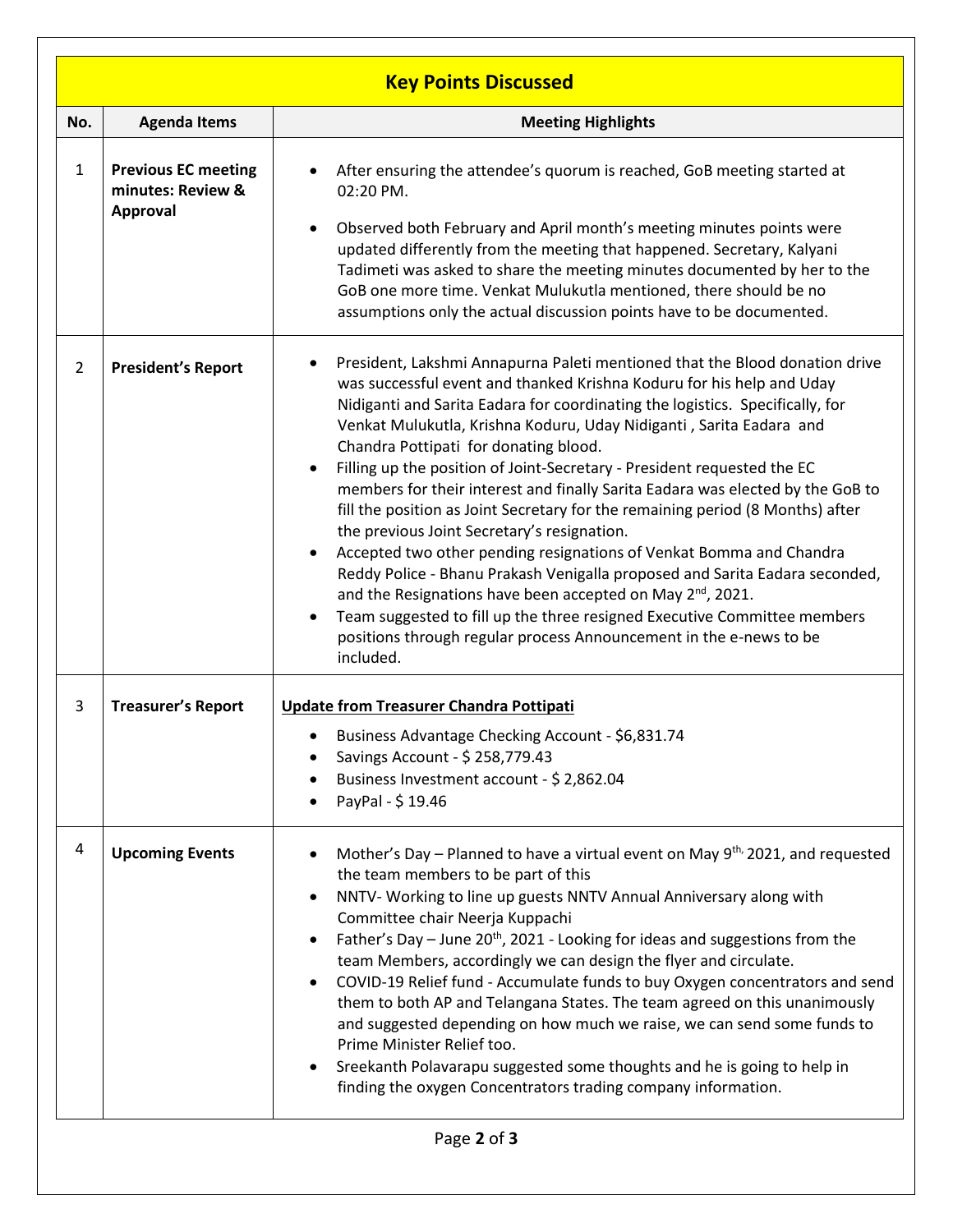| Key Points Discussed | | |
|---|---|---|
| **No.** | **Agenda Items** | **Meeting Highlights** |
| 1 | **Previous EC meeting minutes: Review & Approval** | • After ensuring the attendee's quorum is reached, GoB meeting started at 02:20 PM.<br>• Observed both February and April month's meeting minutes points were updated differently from the meeting that happened. Secretary, Kalyani Tadimeti was asked to share the meeting minutes documented by her to the GoB one more time. Venkat Mulukutla mentioned, there should be no assumptions only the actual discussion points have to be documented. |
| 2 | **President's Report** | • President, Lakshmi Annapurna Paleti mentioned that the Blood donation drive was successful event and thanked Krishna Koduru for his help and Uday Nidiganti and Sarita Eadara for coordinating the logistics. Specifically, for Venkat Mulukutla, Krishna Koduru, Uday Nidiganti , Sarita Eadara and Chandra Pottipati for donating blood.<br>• Filling up the position of Joint-Secretary - President requested the EC members for their interest and finally Sarita Eadara was elected by the GoB to fill the position as Joint Secretary for the remaining period (8 Months) after the previous Joint Secretary's resignation.<br>• Accepted two other pending resignations of Venkat Bomma and Chandra Reddy Police - Bhanu Prakash Venigalla proposed and Sarita Eadara seconded, and the Resignations have been accepted on May 2nd, 2021.<br>• Team suggested to fill up the three resigned Executive Committee members positions through regular process Announcement in the e-news to be included. |
| 3 | **Treasurer's Report** | **<u>Update from Treasurer Chandra Pottipati</u>**<br>• Business Advantage Checking Account - $6,831.74<br>• Savings Account - $ 258,779.43<br>• Business Investment account - $ 2,862.04<br>• PayPal - $ 19.46 |
| 4 | **Upcoming Events** | • Mother's Day – Planned to have a virtual event on May 9th, 2021, and requested the team members to be part of this<br>• NNTV- Working to line up guests NNTV Annual Anniversary along with Committee chair Neerja Kuppachi<br>• Father's Day – June 20th, 2021 - Looking for ideas and suggestions from the team Members, accordingly we can design the flyer and circulate.<br>• COVID-19 Relief fund - Accumulate funds to buy Oxygen concentrators and send them to both AP and Telangana States. The team agreed on this unanimously and suggested depending on how much we raise, we can send some funds to Prime Minister Relief too.<br>• Sreekanth Polavarapu suggested some thoughts and he is going to help in finding the oxygen Concentrators trading company information. |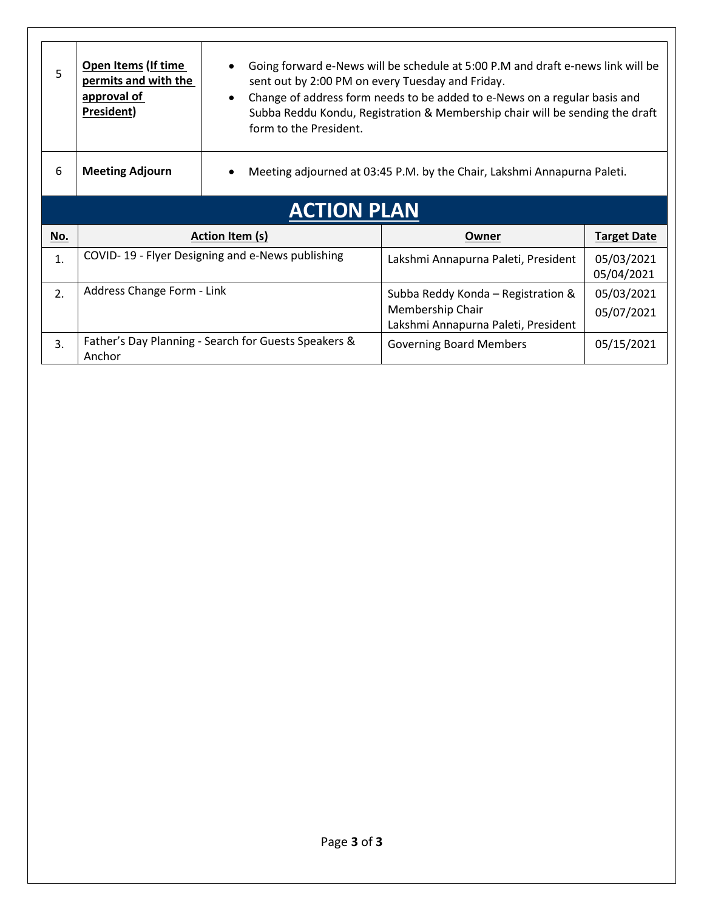| | | |
|---|---|---|
| 5 | **Open Items (If time permits and with the approval of President)** | • Going forward e-News will be schedule at 5:00 P.M and draft e-news link will be sent out by 2:00 PM on every Tuesday and Friday.<br>• Change of address form needs to be added to e-News on a regular basis and Subba Reddu Kondu, Registration & Membership chair will be sending the draft form to the President. |
| 6 | **Meeting Adjourn** | • Meeting adjourned at 03:45 P.M. by the Chair, Lakshmi Annapurna Paleti. |

## ACTION PLAN

| No. | Action Item (s) | Owner | Target Date |
|---|---|---|---|
| 1. | COVID- 19 - Flyer Designing and e-News publishing | Lakshmi Annapurna Paleti, President | 05/03/2021<br>05/04/2021 |
| 2. | Address Change Form - Link | Subba Reddy Konda – Registration & Membership Chair<br>Lakshmi Annapurna Paleti, President | 05/03/2021<br>05/07/2021 |
| 3. | Father's Day Planning - Search for Guests Speakers & Anchor | Governing Board Members | 05/15/2021 |